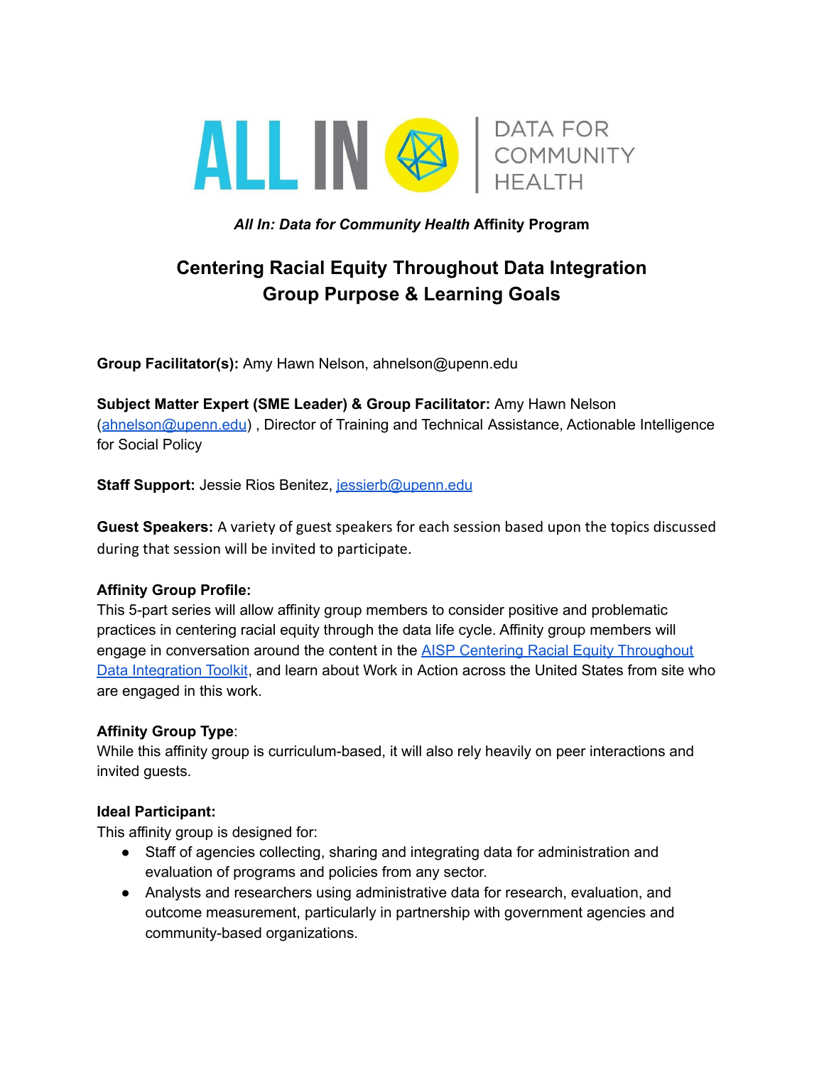ALL IN | DATA FOR COMMUNITY HEALTH

***All In: Data for Community Health* Affinity Program**

# Centering Racial Equity Throughout Data Integration
# Group Purpose & Learning Goals

**Group Facilitator(s):** Amy Hawn Nelson, ahnelson@upenn.edu

**Subject Matter Expert (SME Leader) & Group Facilitator:** Amy Hawn Nelson (ahnelson@upenn.edu) , Director of Training and Technical Assistance, Actionable Intelligence for Social Policy

**Staff Support:** Jessie Rios Benitez, jessierb@upenn.edu

**Guest Speakers:** A variety of guest speakers for each session based upon the topics discussed during that session will be invited to participate.

**Affinity Group Profile:**
This 5-part series will allow affinity group members to consider positive and problematic practices in centering racial equity through the data life cycle. Affinity group members will engage in conversation around the content in the AISP Centering Racial Equity Throughout Data Integration Toolkit, and learn about Work in Action across the United States from site who are engaged in this work.

**Affinity Group Type**:
While this affinity group is curriculum-based, it will also rely heavily on peer interactions and invited guests.

**Ideal Participant:**
This affinity group is designed for:

- Staff of agencies collecting, sharing and integrating data for administration and evaluation of programs and policies from any sector.
- Analysts and researchers using administrative data for research, evaluation, and outcome measurement, particularly in partnership with government agencies and community-based organizations.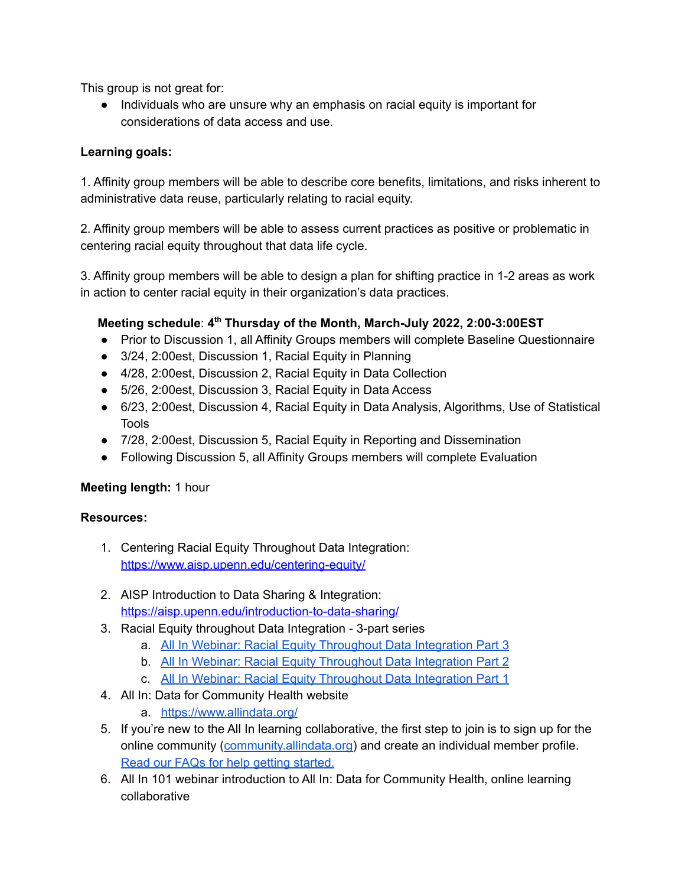This group is not great for:

- Individuals who are unsure why an emphasis on racial equity is important for considerations of data access and use.

**Learning goals:**

1. Affinity group members will be able to describe core benefits, limitations, and risks inherent to administrative data reuse, particularly relating to racial equity.

2. Affinity group members will be able to assess current practices as positive or problematic in centering racial equity throughout that data life cycle.

3. Affinity group members will be able to design a plan for shifting practice in 1-2 areas as work in action to center racial equity in their organization's data practices.

**Meeting schedule**: **4th Thursday of the Month, March-July 2022, 2:00-3:00EST**

- Prior to Discussion 1, all Affinity Groups members will complete Baseline Questionnaire
- 3/24, 2:00est, Discussion 1, Racial Equity in Planning
- 4/28, 2:00est, Discussion 2, Racial Equity in Data Collection
- 5/26, 2:00est, Discussion 3, Racial Equity in Data Access
- 6/23, 2:00est, Discussion 4, Racial Equity in Data Analysis, Algorithms, Use of Statistical Tools
- 7/28, 2:00est, Discussion 5, Racial Equity in Reporting and Dissemination
- Following Discussion 5, all Affinity Groups members will complete Evaluation

**Meeting length:** 1 hour

**Resources:**

1. Centering Racial Equity Throughout Data Integration: https://www.aisp.upenn.edu/centering-equity/
2. AISP Introduction to Data Sharing & Integration: https://aisp.upenn.edu/introduction-to-data-sharing/
3. Racial Equity throughout Data Integration - 3-part series
   a. All In Webinar: Racial Equity Throughout Data Integration Part 3
   b. All In Webinar: Racial Equity Throughout Data Integration Part 2
   c. All In Webinar: Racial Equity Throughout Data Integration Part 1
4. All In: Data for Community Health website
   a. https://www.allindata.org/
5. If you're new to the All In learning collaborative, the first step to join is to sign up for the online community (community.allindata.org) and create an individual member profile. Read our FAQs for help getting started.
6. All In 101 webinar introduction to All In: Data for Community Health, online learning collaborative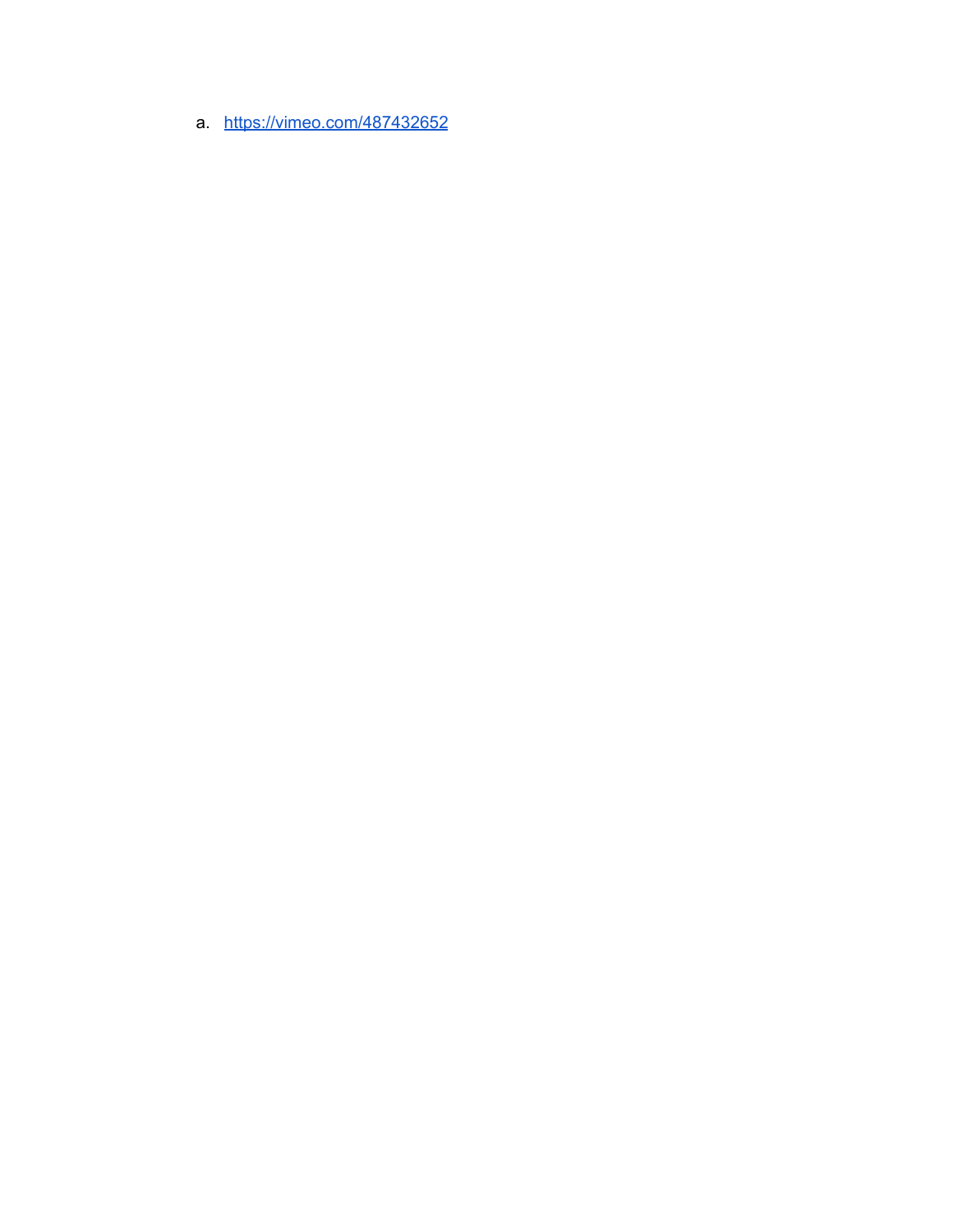a. https://vimeo.com/487432652